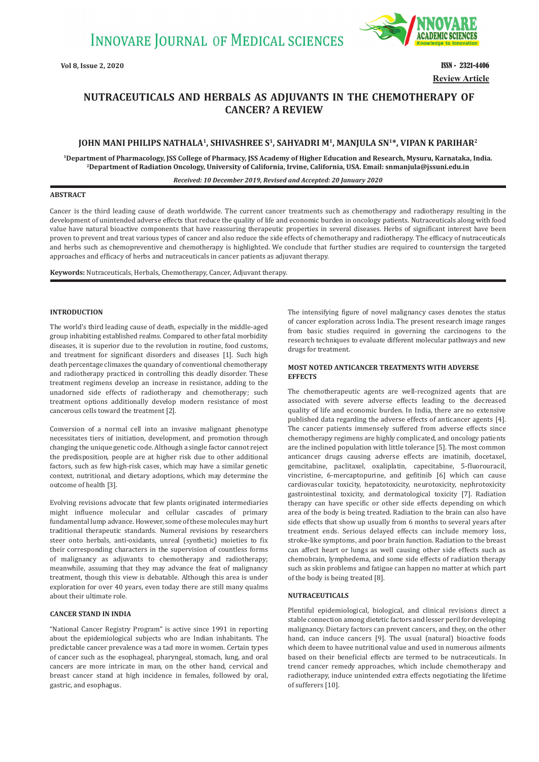# NUTRACEUTICALS AND HERBALS AS ADJUVANTS IN THE CHEMOTHERAPY OF CANCER? A REVIEW

**JOHN MANI PHILIPS NATHALA[1], SHIVASHREE S[1], SAHYADRI M[1], MANJULA SN[1]*, VIPAN K PARIHAR[2]**

[1]Department of Pharmacology, JSS College of Pharmacy, JSS Academy of Higher Education and Research, Mysuru, Karnataka, India. [2]Department of Radiation Oncology, University of California, Irvine, California, USA. Email: snmanjula@jssuni.edu.in

*Received: 10 December 2019, Revised and Accepted: 20 January 2020*

Review Article

## ABSTRACT

Cancer is the third leading cause of death worldwide. The current cancer treatments such as chemotherapy and radiotherapy resulting in the development of unintended adverse effects that reduce the quality of life and economic burden in oncology patients. Nutraceuticals along with food value have natural bioactive components that have reassuring therapeutic properties in several diseases. Herbs of significant interest have been proven to prevent and treat various types of cancer and also reduce the side effects of chemotherapy and radiotherapy. The efficacy of nutraceuticals and herbs such as chemopreventive and chemotherapy is highlighted. We conclude that further studies are required to countersign the targeted approaches and efficacy of herbs and nutraceuticals in cancer patients as adjuvant therapy.

**Keywords:** Nutraceuticals, Herbals, Chemotherapy, Cancer, Adjuvant therapy.

## INTRODUCTION

The world's third leading cause of death, especially in the middle-aged group inhabiting established realms. Compared to other fatal morbidity diseases, it is superior due to the revolution in routine, food customs, and treatment for significant disorders and diseases [1]. Such high death percentage climaxes the quandary of conventional chemotherapy and radiotherapy practiced in controlling this deadly disorder. These treatment regimens develop an increase in resistance, adding to the unadorned side effects of radiotherapy and chemotherapy; such treatment options additionally develop modern resistance of most cancerous cells toward the treatment [2].

Conversion of a normal cell into an invasive malignant phenotype necessitates tiers of initiation, development, and promotion through changing the unique genetic code. Although a single factor cannot reject the predisposition, people are at higher risk due to other additional factors, such as few high-risk cases, which may have a similar genetic context, nutritional, and dietary adoptions, which may determine the outcome of health [3].

Evolving revisions advocate that few plants originated intermediaries might influence molecular and cellular cascades of primary fundamental lump advance. However, some of these molecules may hurt traditional therapeutic standards. Numeral revisions by researchers steer onto herbals, anti-oxidants, unreal (synthetic) moieties to fix their corresponding characters in the supervision of countless forms of malignancy as adjuvants to chemotherapy and radiotherapy; meanwhile, assuming that they may advance the feat of malignancy treatment, though this view is debatable. Although this area is under exploration for over 40 years, even today there are still many qualms about their ultimate role.

## CANCER STAND IN INDIA

"National Cancer Registry Program" is active since 1991 in reporting about the epidemiological subjects who are Indian inhabitants. The predictable cancer prevalence was a tad more in women. Certain types of cancer such as the esophageal, pharyngeal, stomach, lung, and oral cancers are more intricate in man, on the other hand, cervical and breast cancer stand at high incidence in females, followed by oral, gastric, and esophagus.

The intensifying figure of novel malignancy cases denotes the status of cancer exploration across India. The present research image ranges from basic studies required in governing the carcinogens to the research techniques to evaluate different molecular pathways and new drugs for treatment.

## MOST NOTED ANTICANCER TREATMENTS WITH ADVERSE EFFECTS

The chemotherapeutic agents are well-recognized agents that are associated with severe adverse effects leading to the decreased quality of life and economic burden. In India, there are no extensive published data regarding the adverse effects of anticancer agents [4]. The cancer patients immensely suffered from adverse effects since chemotherapy regimens are highly complicated, and oncology patients are the inclined population with little tolerance [5]. The most common anticancer drugs causing adverse effects are imatinib, docetaxel, gemcitabine, paclitaxel, oxaliplatin, capecitabine, 5-fluorouracil, vincristine, 6-mercaptopurine, and gefitinib [6] which can cause cardiovascular toxicity, hepatotoxicity, neurotoxicity, nephrotoxicity gastrointestinal toxicity, and dermatological toxicity [7]. Radiation therapy can have specific or other side effects depending on which area of the body is being treated. Radiation to the brain can also have side effects that show up usually from 6 months to several years after treatment ends. Serious delayed effects can include memory loss, stroke-like symptoms, and poor brain function. Radiation to the breast can affect heart or lungs as well causing other side effects such as chemobrain, lymphedema, and some side effects of radiation therapy such as skin problems and fatigue can happen no matter at which part of the body is being treated [8].

## NUTRACEUTICALS

Plentiful epidemiological, biological, and clinical revisions direct a stable connection among dietetic factors and lesser peril for developing malignancy. Dietary factors can prevent cancers, and they, on the other hand, can induce cancers [9]. The usual (natural) bioactive foods which deem to havee nutritional value and used in numerous ailments based on their beneficial effects are termed to be nutraceuticals. In trend cancer remedy approaches, which include chemotherapy and radiotherapy, induce unintended extra effects negotiating the lifetime of sufferers [10].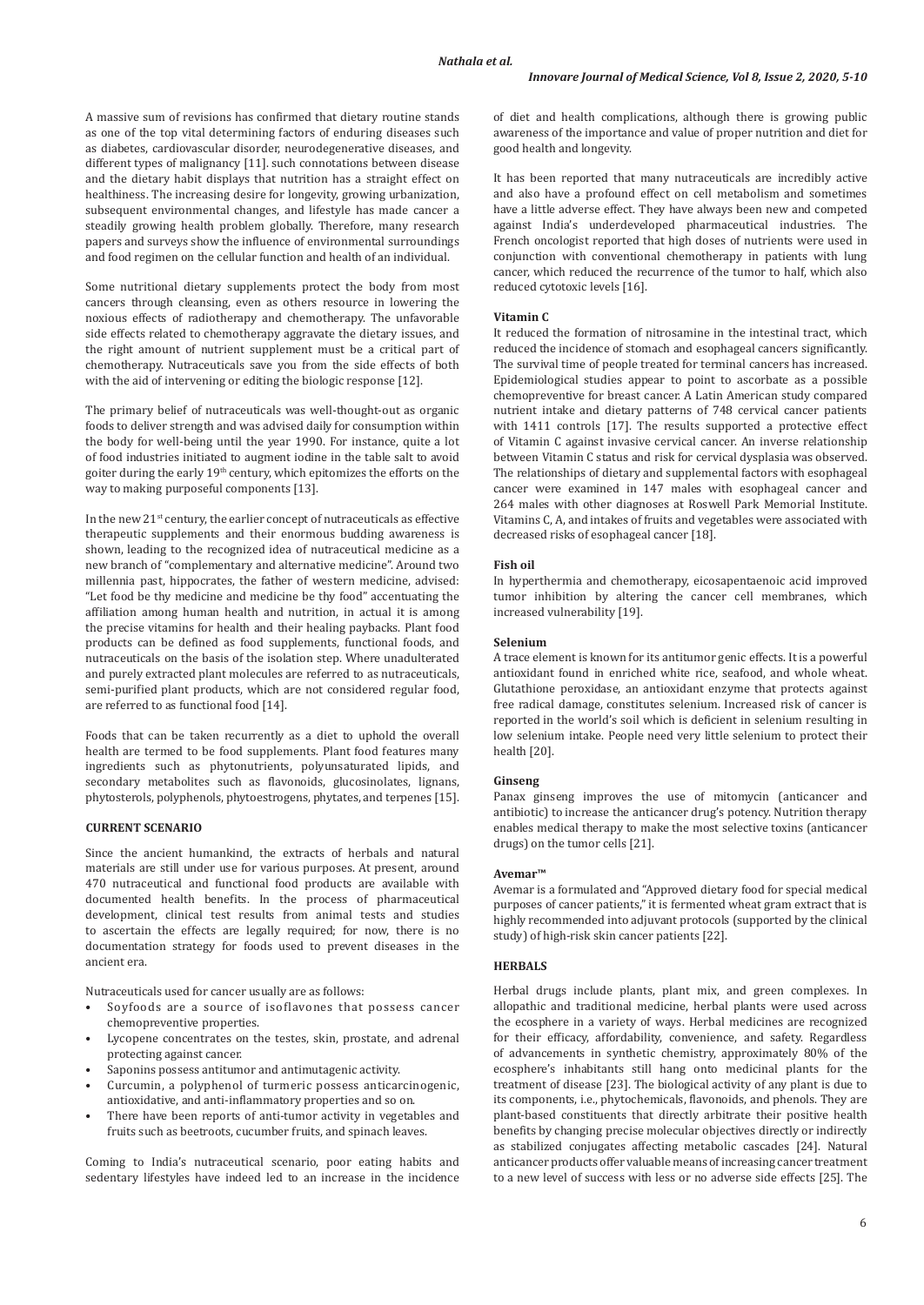A massive sum of revisions has confirmed that dietary routine stands as one of the top vital determining factors of enduring diseases such as diabetes, cardiovascular disorder, neurodegenerative diseases, and different types of malignancy [11]. such connotations between disease and the dietary habit displays that nutrition has a straight effect on healthiness. The increasing desire for longevity, growing urbanization, subsequent environmental changes, and lifestyle has made cancer a steadily growing health problem globally. Therefore, many research papers and surveys show the influence of environmental surroundings and food regimen on the cellular function and health of an individual.

Some nutritional dietary supplements protect the body from most cancers through cleansing, even as others resource in lowering the noxious effects of radiotherapy and chemotherapy. The unfavorable side effects related to chemotherapy aggravate the dietary issues, and the right amount of nutrient supplement must be a critical part of chemotherapy. Nutraceuticals save you from the side effects of both with the aid of intervening or editing the biologic response [12].

The primary belief of nutraceuticals was well-thought-out as organic foods to deliver strength and was advised daily for consumption within the body for well-being until the year 1990. For instance, quite a lot of food industries initiated to augment iodine in the table salt to avoid goiter during the early 19th century, which epitomizes the efforts on the way to making purposeful components [13].

In the new 21st century, the earlier concept of nutraceuticals as effective therapeutic supplements and their enormous budding awareness is shown, leading to the recognized idea of nutraceutical medicine as a new branch of "complementary and alternative medicine". Around two millennia past, hippocrates, the father of western medicine, advised: "Let food be thy medicine and medicine be thy food" accentuating the affiliation among human health and nutrition, in actual it is among the precise vitamins for health and their healing paybacks. Plant food products can be defined as food supplements, functional foods, and nutraceuticals on the basis of the isolation step. Where unadulterated and purely extracted plant molecules are referred to as nutraceuticals, semi-purified plant products, which are not considered regular food, are referred to as functional food [14].

Foods that can be taken recurrently as a diet to uphold the overall health are termed to be food supplements. Plant food features many ingredients such as phytonutrients, polyunsaturated lipids, and secondary metabolites such as flavonoids, glucosinolates, lignans, phytosterols, polyphenols, phytoestrogens, phytates, and terpenes [15].

## CURRENT SCENARIO

Since the ancient humankind, the extracts of herbals and natural materials are still under use for various purposes. At present, around 470 nutraceutical and functional food products are available with documented health benefits. In the process of pharmaceutical development, clinical test results from animal tests and studies to ascertain the effects are legally required; for now, there is no documentation strategy for foods used to prevent diseases in the ancient era.

Nutraceuticals used for cancer usually are as follows:

- Soyfoods are a source of isoflavones that possess cancer chemopreventive properties.
- Lycopene concentrates on the testes, skin, prostate, and adrenal protecting against cancer.
- Saponins possess antitumor and antimutagenic activity.
- Curcumin, a polyphenol of turmeric possess anticarcinogenic, antioxidative, and anti-inflammatory properties and so on.
- There have been reports of anti-tumor activity in vegetables and fruits such as beetroots, cucumber fruits, and spinach leaves.

Coming to India's nutraceutical scenario, poor eating habits and sedentary lifestyles have indeed led to an increase in the incidence of diet and health complications, although there is growing public awareness of the importance and value of proper nutrition and diet for good health and longevity.

It has been reported that many nutraceuticals are incredibly active and also have a profound effect on cell metabolism and sometimes have a little adverse effect. They have always been new and competed against India's underdeveloped pharmaceutical industries. The French oncologist reported that high doses of nutrients were used in conjunction with conventional chemotherapy in patients with lung cancer, which reduced the recurrence of the tumor to half, which also reduced cytotoxic levels [16].

### Vitamin C

It reduced the formation of nitrosamine in the intestinal tract, which reduced the incidence of stomach and esophageal cancers significantly. The survival time of people treated for terminal cancers has increased. Epidemiological studies appear to point to ascorbate as a possible chemopreventive for breast cancer. A Latin American study compared nutrient intake and dietary patterns of 748 cervical cancer patients with 1411 controls [17]. The results supported a protective effect of Vitamin C against invasive cervical cancer. An inverse relationship between Vitamin C status and risk for cervical dysplasia was observed. The relationships of dietary and supplemental factors with esophageal cancer were examined in 147 males with esophageal cancer and 264 males with other diagnoses at Roswell Park Memorial Institute. Vitamins C, A, and intakes of fruits and vegetables were associated with decreased risks of esophageal cancer [18].

### Fish oil

In hyperthermia and chemotherapy, eicosapentaenoic acid improved tumor inhibition by altering the cancer cell membranes, which increased vulnerability [19].

### Selenium

A trace element is known for its antitumor genic effects. It is a powerful antioxidant found in enriched white rice, seafood, and whole wheat. Glutathione peroxidase, an antioxidant enzyme that protects against free radical damage, constitutes selenium. Increased risk of cancer is reported in the world's soil which is deficient in selenium resulting in low selenium intake. People need very little selenium to protect their health [20].

### Ginseng

Panax ginseng improves the use of mitomycin (anticancer and antibiotic) to increase the anticancer drug's potency. Nutrition therapy enables medical therapy to make the most selective toxins (anticancer drugs) on the tumor cells [21].

### Avemar™

Avemar is a formulated and "Approved dietary food for special medical purposes of cancer patients," it is fermented wheat gram extract that is highly recommended into adjuvant protocols (supported by the clinical study) of high-risk skin cancer patients [22].

## HERBALS

Herbal drugs include plants, plant mix, and green complexes. In allopathic and traditional medicine, herbal plants were used across the ecosphere in a variety of ways. Herbal medicines are recognized for their efficacy, affordability, convenience, and safety. Regardless of advancements in synthetic chemistry, approximately 80% of the ecosphere's inhabitants still hang onto medicinal plants for the treatment of disease [23]. The biological activity of any plant is due to its components, i.e., phytochemicals, flavonoids, and phenols. They are plant-based constituents that directly arbitrate their positive health benefits by changing precise molecular objectives directly or indirectly as stabilized conjugates affecting metabolic cascades [24]. Natural anticancer products offer valuable means of increasing cancer treatment to a new level of success with less or no adverse side effects [25]. The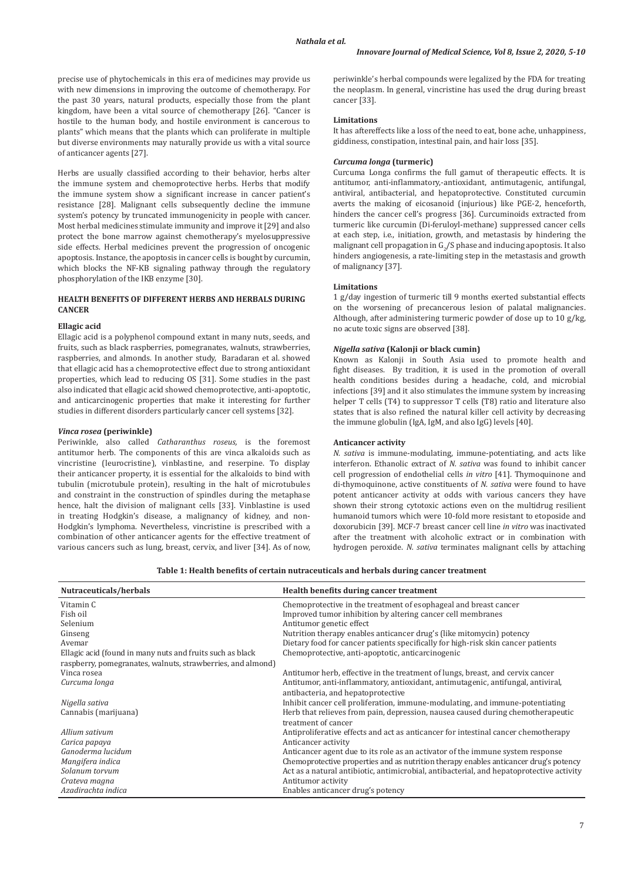precise use of phytochemicals in this era of medicines may provide us with new dimensions in improving the outcome of chemotherapy. For the past 30 years, natural products, especially those from the plant kingdom, have been a vital source of chemotherapy [26]. "Cancer is hostile to the human body, and hostile environment is cancerous to plants" which means that the plants which can proliferate in multiple but diverse environments may naturally provide us with a vital source of anticancer agents [27].

Herbs are usually classified according to their behavior, herbs alter the immune system and chemoprotective herbs. Herbs that modify the immune system show a significant increase in cancer patient's resistance [28]. Malignant cells subsequently decline the immune system's potency by truncated immunogenicity in people with cancer. Most herbal medicines stimulate immunity and improve it [29] and also protect the bone marrow against chemotherapy's myelosuppressive side effects. Herbal medicines prevent the progression of oncogenic apoptosis. Instance, the apoptosis in cancer cells is bought by curcumin, which blocks the NF-KB signaling pathway through the regulatory phosphorylation of the IKB enzyme [30].

## HEALTH BENEFITS OF DIFFERENT HERBS AND HERBALS DURING CANCER

### Ellagic acid

Ellagic acid is a polyphenol compound extant in many nuts, seeds, and fruits, such as black raspberries, pomegranates, walnuts, strawberries, raspberries, and almonds. In another study, Baradaran et al. showed that ellagic acid has a chemoprotective effect due to strong antioxidant properties, which lead to reducing OS [31]. Some studies in the past also indicated that ellagic acid showed chemoprotective, anti-apoptotic, and anticarcinogenic properties that make it interesting for further studies in different disorders particularly cancer cell systems [32].

### *Vinca rosea* (periwinkle)

Periwinkle, also called *Catharanthus roseus,* is the foremost antitumor herb. The components of this are vinca alkaloids such as vincristine (leurocristine), vinblastine, and reserpine. To display their anticancer property, it is essential for the alkaloids to bind with tubulin (microtubule protein), resulting in the halt of microtubules and constraint in the construction of spindles during the metaphase hence, halt the division of malignant cells [33]. Vinblastine is used in treating Hodgkin's disease, a malignancy of kidney, and non-Hodgkin's lymphoma. Nevertheless, vincristine is prescribed with a combination of other anticancer agents for the effective treatment of various cancers such as lung, breast, cervix, and liver [34]. As of now, periwinkle's herbal compounds were legalized by the FDA for treating the neoplasm. In general, vincristine has used the drug during breast cancer [33].

#### Limitations

It has aftereffects like a loss of the need to eat, bone ache, unhappiness, giddiness, constipation, intestinal pain, and hair loss [35].

### *Curcuma longa* (turmeric)

Curcuma Longa confirms the full gamut of therapeutic effects. It is antitumor, anti-inflammatory,-antioxidant, antimutagenic, antifungal, antiviral, antibacterial, and hepatoprotective. Constituted curcumin averts the making of eicosanoid (injurious) like PGE-2, henceforth, hinders the cancer cell's progress [36]. Curcuminoids extracted from turmeric like curcumin (Di-feruloyl-methane) suppressed cancer cells at each step, i.e., initiation, growth, and metastasis by hindering the malignant cell propagation in $G_2$/S phase and inducing apoptosis. It also hinders angiogenesis, a rate-limiting step in the metastasis and growth of malignancy [37].

#### Limitations

1 g/day ingestion of turmeric till 9 months exerted substantial effects on the worsening of precancerous lesion of palatal malignancies. Although, after administering turmeric powder of dose up to 10 g/kg, no acute toxic signs are observed [38].

### *Nigella sativa* (Kalonji or black cumin)

Known as Kalonji in South Asia used to promote health and fight diseases. By tradition, it is used in the promotion of overall health conditions besides during a headache, cold, and microbial infections [39] and it also stimulates the immune system by increasing helper T cells (T4) to suppressor T cells (T8) ratio and literature also states that is also refined the natural killer cell activity by decreasing the immune globulin (IgA, IgM, and also IgG) levels [40].

#### Anticancer activity

*N. sativa* is immune-modulating, immune-potentiating, and acts like interferon. Ethanolic extract of *N. sativa* was found to inhibit cancer cell progression of endothelial cells *in vitro* [41]. Thymoquinone and di-thymoquinone, active constituents of *N. sativa* were found to have potent anticancer activity at odds with various cancers they have shown their strong cytotoxic actions even on the multidrug resilient humanoid tumors which were 10-fold more resistant to etoposide and doxorubicin [39]. MCF-7 breast cancer cell line *in vitro* was inactivated after the treatment with alcoholic extract or in combination with hydrogen peroxide. *N. sativa* terminates malignant cells by attaching

**Table 1: Health benefits of certain nutraceuticals and herbals during cancer treatment**

| Nutraceuticals/herbals | Health benefits during cancer treatment |
| --- | --- |
| Vitamin C | Chemoprotective in the treatment of esophageal and breast cancer |
| Fish oil | Improved tumor inhibition by altering cancer cell membranes |
| Selenium | Antitumor genetic effect |
| Ginseng | Nutrition therapy enables anticancer drug's (like mitomycin) potency |
| Avemar | Dietary food for cancer patients specifically for high-risk skin cancer patients |
| Ellagic acid (found in many nuts and fruits such as black raspberry, pomegranates, walnuts, strawberries, and almond) | Chemoprotective, anti-apoptotic, anticarcinogenic |
| Vinca rosea | Antitumor herb, effective in the treatment of lungs, breast, and cervix cancer |
| *Curcuma longa* | Antitumor, anti-inflammatory, antioxidant, antimutagenic, antifungal, antiviral, antibacteria, and hepatoprotective |
| *Nigella sativa* | Inhibit cancer cell proliferation, immune-modulating, and immune-potentiating |
| Cannabis (marijuana) | Herb that relieves from pain, depression, nausea caused during chemotherapeutic treatment of cancer |
| *Allium sativum* | Antiproliferative effects and act as anticancer for intestinal cancer chemotherapy |
| *Carica papaya* | Anticancer activity |
| *Ganoderma lucidum* | Anticancer agent due to its role as an activator of the immune system response |
| *Mangifera indica* | Chemoprotective properties and as nutrition therapy enables anticancer drug's potency |
| *Solanum torvum* | Act as a natural antibiotic, antimicrobial, antibacterial, and hepatoprotective activity |
| *Crateva magna* | Antitumor activity |
| *Azadirachta indica* | Enables anticancer drug's potency |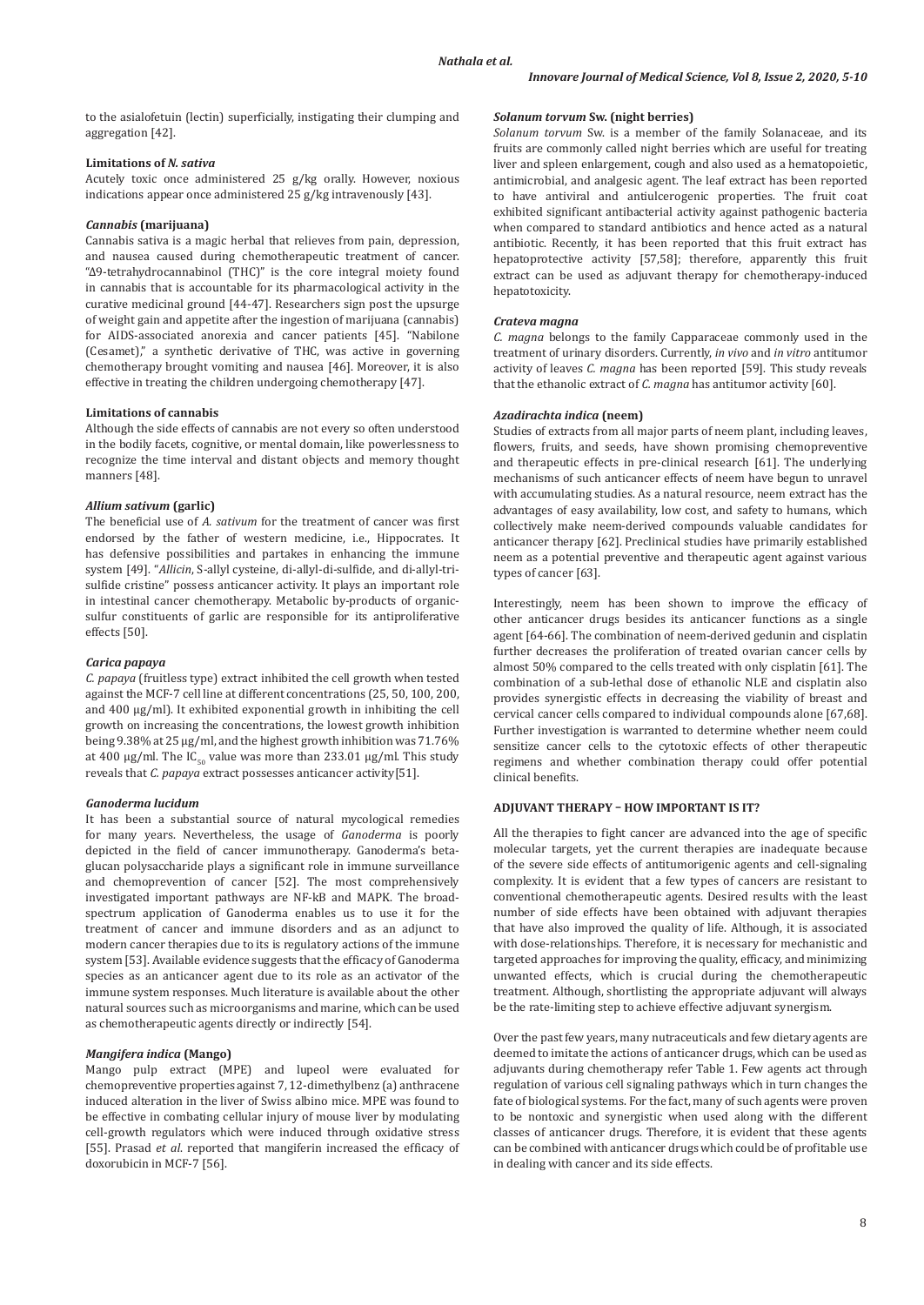to the asialofetuin (lectin) superficially, instigating their clumping and aggregation [42].

#### Limitations of *N. sativa*

Acutely toxic once administered 25 g/kg orally. However, noxious indications appear once administered 25 g/kg intravenously [43].

### *Cannabis* (marijuana)

Cannabis sativa is a magic herbal that relieves from pain, depression, and nausea caused during chemotherapeutic treatment of cancer. "Δ9-tetrahydrocannabinol (THC)" is the core integral moiety found in cannabis that is accountable for its pharmacological activity in the curative medicinal ground [44-47]. Researchers sign post the upsurge of weight gain and appetite after the ingestion of marijuana (cannabis) for AIDS-associated anorexia and cancer patients [45]. "Nabilone (Cesamet)," a synthetic derivative of THC, was active in governing chemotherapy brought vomiting and nausea [46]. Moreover, it is also effective in treating the children undergoing chemotherapy [47].

#### Limitations of cannabis

Although the side effects of cannabis are not every so often understood in the bodily facets, cognitive, or mental domain, like powerlessness to recognize the time interval and distant objects and memory thought manners [48].

### *Allium sativum* (garlic)

The beneficial use of *A. sativum* for the treatment of cancer was first endorsed by the father of western medicine, i.e., Hippocrates. It has defensive possibilities and partakes in enhancing the immune system [49]. "*Allicin*, S-allyl cysteine, di-allyl-di-sulfide, and di-allyl-tri-sulfide cristine" possess anticancer activity. It plays an important role in intestinal cancer chemotherapy. Metabolic by-products of organic-sulfur constituents of garlic are responsible for its antiproliferative effects [50].

### *Carica papaya*

*C. papaya* (fruitless type) extract inhibited the cell growth when tested against the MCF-7 cell line at different concentrations (25, 50, 100, 200, and 400 μg/ml). It exhibited exponential growth in inhibiting the cell growth on increasing the concentrations, the lowest growth inhibition being 9.38% at 25 μg/ml, and the highest growth inhibition was 71.76% at 400 μg/ml. The $IC_{50}$ value was more than 233.01 μg/ml. This study reveals that *C. papaya* extract possesses anticancer activity [51].

### *Ganoderma lucidum*

It has been a substantial source of natural mycological remedies for many years. Nevertheless, the usage of *Ganoderma* is poorly depicted in the field of cancer immunotherapy. Ganoderma's beta-glucan polysaccharide plays a significant role in immune surveillance and chemoprevention of cancer [52]. The most comprehensively investigated important pathways are NF-kB and MAPK. The broad-spectrum application of Ganoderma enables us to use it for the treatment of cancer and immune disorders and as an adjunct to modern cancer therapies due to its regulatory actions of the immune system [53]. Available evidence suggests that the efficacy of Ganoderma species as an anticancer agent due to its role as an activator of the immune system responses. Much literature is available about the other natural sources such as microorganisms and marine, which can be used as chemotherapeutic agents directly or indirectly [54].

### *Mangifera indica* (Mango)

Mango pulp extract (MPE) and lupeol were evaluated for chemopreventive properties against 7, 12-dimethylbenz (a) anthracene induced alteration in the liver of Swiss albino mice. MPE was found to be effective in combating cellular injury of mouse liver by modulating cell-growth regulators which were induced through oxidative stress [55]. Prasad *et al*. reported that mangiferin increased the efficacy of doxorubicin in MCF-7 [56].

### *Solanum torvum* Sw. (night berries)

*Solanum torvum* Sw. is a member of the family Solanaceae, and its fruits are commonly called night berries which are useful for treating liver and spleen enlargement, cough and also used as a hematopoietic, antimicrobial, and analgesic agent. The leaf extract has been reported to have antiviral and antiulcerogenic properties. The fruit coat exhibited significant antibacterial activity against pathogenic bacteria when compared to standard antibiotics and hence acted as a natural antibiotic. Recently, it has been reported that this fruit extract has hepatoprotective activity [57,58]; therefore, apparently this fruit extract can be used as adjuvant therapy for chemotherapy-induced hepatotoxicity.

### *Crateva magna*

*C. magna* belongs to the family Capparaceae commonly used in the treatment of urinary disorders. Currently, *in vivo* and *in vitro* antitumor activity of leaves *C. magna* has been reported [59]. This study reveals that the ethanolic extract of *C. magna* has antitumor activity [60].

### *Azadirachta indica* (neem)

Studies of extracts from all major parts of neem plant, including leaves, flowers, fruits, and seeds, have shown promising chemopreventive and therapeutic effects in pre-clinical research [61]. The underlying mechanisms of such anticancer effects of neem have begun to unravel with accumulating studies. As a natural resource, neem extract has the advantages of easy availability, low cost, and safety to humans, which collectively make neem-derived compounds valuable candidates for anticancer therapy [62]. Preclinical studies have primarily established neem as a potential preventive and therapeutic agent against various types of cancer [63].

Interestingly, neem has been shown to improve the efficacy of other anticancer drugs besides its anticancer functions as a single agent [64-66]. The combination of neem-derived gedunin and cisplatin further decreases the proliferation of treated ovarian cancer cells by almost 50% compared to the cells treated with only cisplatin [61]. The combination of a sub-lethal dose of ethanolic NLE and cisplatin also provides synergistic effects in decreasing the viability of breast and cervical cancer cells compared to individual compounds alone [67,68]. Further investigation is warranted to determine whether neem could sensitize cancer cells to the cytotoxic effects of other therapeutic regimens and whether combination therapy could offer potential clinical benefits.

## ADJUVANT THERAPY – HOW IMPORTANT IS IT?

All the therapies to fight cancer are advanced into the age of specific molecular targets, yet the current therapies are inadequate because of the severe side effects of antitumorigenic agents and cell-signaling complexity. It is evident that a few types of cancers are resistant to conventional chemotherapeutic agents. Desired results with the least number of side effects have been obtained with adjuvant therapies that have also improved the quality of life. Although, it is associated with dose-relationships. Therefore, it is necessary for mechanistic and targeted approaches for improving the quality, efficacy, and minimizing unwanted effects, which is crucial during the chemotherapeutic treatment. Although, shortlisting the appropriate adjuvant will always be the rate-limiting step to achieve effective adjuvant synergism.

Over the past few years, many nutraceuticals and few dietary agents are deemed to imitate the actions of anticancer drugs, which can be used as adjuvants during chemotherapy refer Table 1. Few agents act through regulation of various cell signaling pathways which in turn changes the fate of biological systems. For the fact, many of such agents were proven to be nontoxic and synergistic when used along with the different classes of anticancer drugs. Therefore, it is evident that these agents can be combined with anticancer drugs which could be of profitable use in dealing with cancer and its side effects.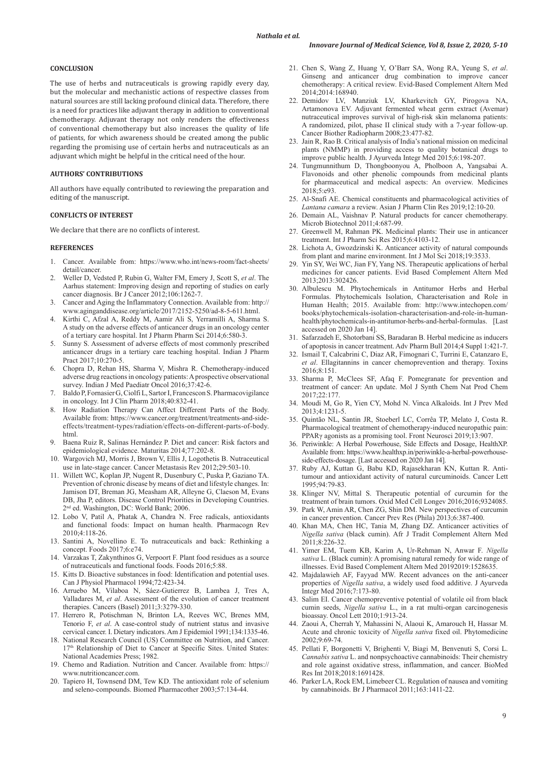## CONCLUSION

The use of herbs and nutraceuticals is growing rapidly every day, but the molecular and mechanistic actions of respective classes from natural sources are still lacking profound clinical data. Therefore, there is a need for practices like adjuvant therapy in addition to conventional chemotherapy. Adjuvant therapy not only renders the effectiveness of conventional chemotherapy but also increases the quality of life of patients, for which awareness should be created among the public regarding the promising use of certain herbs and nutraceuticals as an adjuvant which might be helpful in the critical need of the hour.

## AUTHORS' CONTRIBUTIONS

All authors have equally contributed to reviewing the preparation and editing of the manuscript.

## CONFLICTS OF INTEREST

We declare that there are no conflicts of interest.

## REFERENCES

1. Cancer. Available from: https://www.who.int/news-room/fact-sheets/detail/cancer.
2. Weller D, Vedsted P, Rubin G, Walter FM, Emery J, Scott S, *et al*. The Aarhus statement: Improving design and reporting of studies on early cancer diagnosis. Br J Cancer 2012;106:1262-7.
3. Cancer and Aging the Inflammatory Connection. Available from: http://www.aginganddisease.org/article/2017/2152-5250/ad-8-5-611.html.
4. Kirthi C, Afzal A, Reddy M, Aamir Ali S, Yerramilli A, Sharma S. A study on the adverse effects of anticancer drugs in an oncology center of a tertiary care hospital. Int J Pharm Pharm Sci 2014;6:580-3.
5. Sunny S. Assessment of adverse effects of most commonly prescribed anticancer drugs in a tertiary care teaching hospital. Indian J Pharm Pract 2017;10:270-5.
6. Chopra D, Rehan HS, Sharma V, Mishra R. Chemotherapy-induced adverse drug reactions in oncology patients: A prospective observational survey. Indian J Med Paediatr Oncol 2016;37:42-6.
7. Baldo P, Fornasier G, Ciolfi L, Sartor I, Francescon S. Pharmacovigilance in oncology. Int J Clin Pharm 2018;40:832-41.
8. How Radiation Therapy Can Affect Different Parts of the Body. Available from: https://www.cancer.org/treatment/treatments-and-side-effects/treatment-types/radiation/effects-on-different-parts-of-body.html.
9. Baena Ruiz R, Salinas Hernández P. Diet and cancer: Risk factors and epidemiological evidence. Maturitas 2014;77:202-8.
10. Wargovich MJ, Morris J, Brown V, Ellis J, Logothetis B. Nutraceutical use in late-stage cancer. Cancer Metastasis Rev 2012;29:503-10.
11. Willett WC, Koplan JP, Nugent R, Dusenbury C, Puska P, Gaziano TA. Prevention of chronic disease by means of diet and lifestyle changes. In: Jamison DT, Breman JG, Measham AR, Alleyne G, Claeson M, Evans DB, Jha P, editors. Disease Control Priorities in Developing Countries. 2nd ed. Washington, DC: World Bank; 2006.
12. Lobo V, Patil A, Phatak A, Chandra N. Free radicals, antioxidants and functional foods: Impact on human health. Pharmacogn Rev 2010;4:118-26.
13. Santini A, Novellino E. To nutraceuticals and back: Rethinking a concept. Foods 2017;6:e74.
14. Varzakas T, Zakynthinos G, Verpoort F. Plant food residues as a source of nutraceuticals and functional foods. Foods 2016;5:88.
15. Kitts D. Bioactive substances in food: Identification and potential uses. Can J Physiol Pharmacol 1994;72:423-34.
16. Arruebo M, Vilaboa N, Sáez-Gutierrez B, Lambea J, Tres A, Valladares M, *et al*. Assessment of the evolution of cancer treatment therapies. Cancers (Basel) 2011;3:3279-330.
17. Herrero R, Potischman N, Brinton LA, Reeves WC, Brenes MM, Tenorio F, *et al*. A case-control study of nutrient status and invasive cervical cancer. I. Dietary indicators. Am J Epidemiol 1991;134:1335-46.
18. National Research Council (US) Committee on Nutrition, and Cancer. 17th Relationship of Diet to Cancer at Specific Sites. United States: National Academies Press; 1982.
19. Chemo and Radiation. Nutrition and Cancer. Available from: https://www.nutritioncancer.com.
20. Tapiero H, Townsend DM, Tew KD. The antioxidant role of selenium and seleno-compounds. Biomed Pharmacother 2003;57:134-44.
21. Chen S, Wang Z, Huang Y, O'Barr SA, Wong RA, Yeung S, *et al*. Ginseng and anticancer drug combination to improve cancer chemotherapy: A critical review. Evid-Based Complement Altern Med 2014;2014:168940.
22. Demidov LV, Manziuk LV, Kharkevitch GY, Pirogova NA, Artamonova EV. Adjuvant fermented wheat germ extract (Avemar) nutraceutical improves survival of high-risk skin melanoma patients: A randomized, pilot, phase II clinical study with a 7-year follow-up. Cancer Biother Radiopharm 2008;23:477-82.
23. Jain R, Rao B. Critical analysis of India's national mission on medicinal plants (NMMP) in providing access to quality botanical drugs to improve public health. J Ayurveda Integr Med 2015;6:198-207.
24. Tungmunnithum D, Thongboonyou A, Pholboon A, Yangsabai A. Flavonoids and other phenolic compounds from medicinal plants for pharmaceutical and medical aspects: An overview. Medicines 2018;5:e93.
25. Al-Snafi AE. Chemical constituents and pharmacological activities of *Lantana camara* a review. Asian J Pharm Clin Res 2019;12:10-20.
26. Demain AL, Vaishnav P. Natural products for cancer chemotherapy. Microb Biotechnol 2011;4:687-99.
27. Greenwell M, Rahman PK. Medicinal plants: Their use in anticancer treatment. Int J Pharm Sci Res 2015;6:4103-12.
28. Lichota A, Gwozdzinski K. Anticancer activity of natural compounds from plant and marine environment. Int J Mol Sci 2018;19:3533.
29. Yin SY, Wei WC, Jian FY, Yang NS. Therapeutic applications of herbal medicines for cancer patients. Evid Based Complement Altern Med 2013;2013:302426.
30. Albulescu M. Phytochemicals in Antitumor Herbs and Herbal Formulas. Phytochemicals Isolation, Characterisation and Role in Human Health; 2015. Available from: http://www.intechopen.com/books/phytochemicals-isolation-characterisation-and-role-in-human-health/phytochemicals-in-antitumor-herbs-and-herbal-formulas. [Last accessed on 2020 Jan 14].
31. Safarzadeh E, Shotorbani SS, Baradaran B. Herbal medicine as inducers of apoptosis in cancer treatment. Adv Pharm Bull 2014;4 Suppl 1:421-7.
32. Ismail T, Calcabrini C, Diaz AR, Fimognari C, Turrini E, Catanzaro E, *et al*. Ellagitannins in cancer chemoprevention and therapy. Toxins 2016;8:151.
33. Sharma P, McClees SF, Afaq F. Pomegranate for prevention and treatment of cancer: An update. Mol J Synth Chem Nat Prod Chem 2017;22:177.
34. Moudi M, Go R, Yien CY, Mohd N. Vinca Alkaloids. Int J Prev Med 2013;4:1231-5.
35. Quintão NL, Santin JR, Stoeberl LC, Corrêa TP, Melato J, Costa R. Pharmacological treatment of chemotherapy-induced neuropathic pain: PPARγ agonists as a promising tool. Front Neurosci 2019;13:907.
36. Periwinkle: A Herbal Powerhouse, Side Effects and Dosage, HealthXP. Available from: https://www.healthxp.in/periwinkle-a-herbal-powerhouse-side-effects-dosage. [Last accessed on 2020 Jan 14].
37. Ruby AJ, Kuttan G, Babu KD, Rajasekharan KN, Kuttan R. Anti-tumour and antioxidant activity of natural curcuminoids. Cancer Lett 1995;94:79-83.
38. Klinger NV, Mittal S. Therapeutic potential of curcumin for the treatment of brain tumors. Oxid Med Cell Longev 2016;2016;9324085.
39. Park W, Amin AR, Chen ZG, Shin DM. New perspectives of curcumin in cancer prevention. Cancer Prev Res (Phila) 2013;6:387-400.
40. Khan MA, Chen HC, Tania M, Zhang DZ. Anticancer activities of *Nigella sativa* (black cumin). Afr J Tradit Complement Altern Med 2011;8:226-32.
41. Yimer EM, Tuem KB, Karim A, Ur-Rehman N, Anwar F. *Nigella sativa* L. (Black cumin): A promising natural remedy for wide range of illnesses. Evid Based Complement Altern Med 20192019:1528635.
42. Majdalawieh AF, Fayyad MW. Recent advances on the anti-cancer properties of *Nigella sativa*, a widely used food additive. J Ayurveda Integr Med 2016;7:173-80.
43. Salim EI. Cancer chemopreventive potential of volatile oil from black cumin seeds, *Nigella sativa* L., in a rat multi-organ carcinogenesis bioassay. Oncol Lett 2010;1:913-24.
44. Zaoui A, Cherrah Y, Mahassini N, Alaoui K, Amarouch H, Hassar M. Acute and chronic toxicity of *Nigella sativa* fixed oil. Phytomedicine 2002;9:69-74.
45. Pellati F, Borgonetti V, Brighenti V, Biagi M, Benvenuti S, Corsi L. *Cannabis sativa* L. and nonpsychoactive cannabinoids: Their chemistry and role against oxidative stress, inflammation, and cancer. BioMed Res Int 2018;2018:1691428.
46. Parker LA, Rock EM, Limebeer CL. Regulation of nausea and vomiting by cannabinoids. Br J Pharmacol 2011;163:1411-22.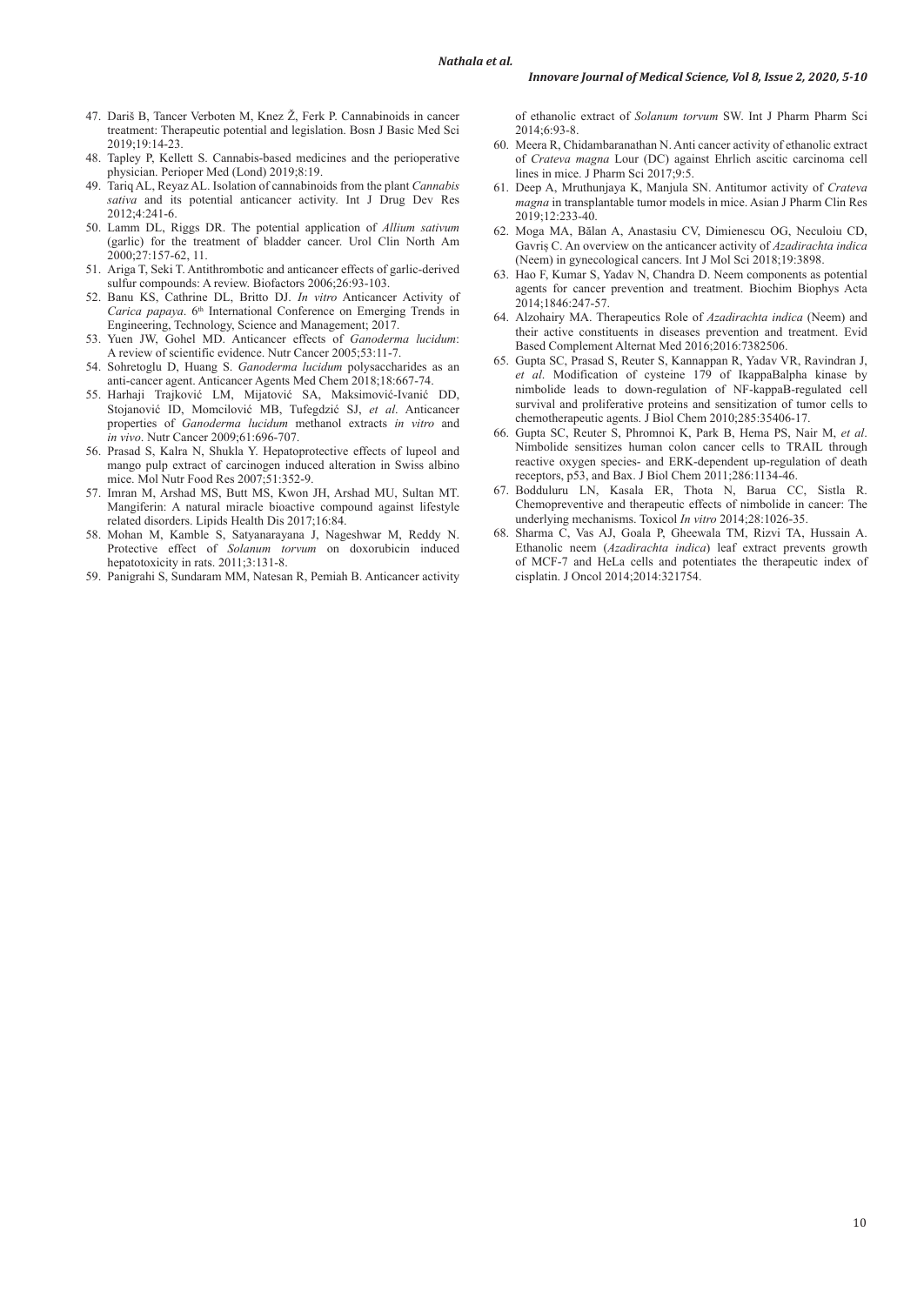47. Dariš B, Tancer Verboten M, Knez Ž, Ferk P. Cannabinoids in cancer treatment: Therapeutic potential and legislation. Bosn J Basic Med Sci 2019;19:14-23.
48. Tapley P, Kellett S. Cannabis-based medicines and the perioperative physician. Perioper Med (Lond) 2019;8:19.
49. Tariq AL, Reyaz AL. Isolation of cannabinoids from the plant *Cannabis sativa* and its potential anticancer activity. Int J Drug Dev Res 2012;4:241-6.
50. Lamm DL, Riggs DR. The potential application of *Allium sativum* (garlic) for the treatment of bladder cancer. Urol Clin North Am 2000;27:157-62, 11.
51. Ariga T, Seki T. Antithrombotic and anticancer effects of garlic-derived sulfur compounds: A review. Biofactors 2006;26:93-103.
52. Banu KS, Cathrine DL, Britto DJ. *In vitro* Anticancer Activity of *Carica papaya*. 6th International Conference on Emerging Trends in Engineering, Technology, Science and Management; 2017.
53. Yuen JW, Gohel MD. Anticancer effects of *Ganoderma lucidum*: A review of scientific evidence. Nutr Cancer 2005;53:11-7.
54. Sohretoglu D, Huang S. *Ganoderma lucidum* polysaccharides as an anti-cancer agent. Anticancer Agents Med Chem 2018;18:667-74.
55. Harhaji Trajković LM, Mijatović SA, Maksimović-Ivanić DD, Stojanović ID, Momcilović MB, Tufegdzić SJ, *et al*. Anticancer properties of *Ganoderma lucidum* methanol extracts *in vitro* and *in vivo*. Nutr Cancer 2009;61:696-707.
56. Prasad S, Kalra N, Shukla Y. Hepatoprotective effects of lupeol and mango pulp extract of carcinogen induced alteration in Swiss albino mice. Mol Nutr Food Res 2007;51:352-9.
57. Imran M, Arshad MS, Butt MS, Kwon JH, Arshad MU, Sultan MT. Mangiferin: A natural miracle bioactive compound against lifestyle related disorders. Lipids Health Dis 2017;16:84.
58. Mohan M, Kamble S, Satyanarayana J, Nageshwar M, Reddy N. Protective effect of *Solanum torvum* on doxorubicin induced hepatotoxicity in rats. 2011;3:131-8.
59. Panigrahi S, Sundaram MM, Natesan R, Pemiah B. Anticancer activity of ethanolic extract of *Solanum torvum* SW. Int J Pharm Pharm Sci 2014;6:93-8.
60. Meera R, Chidambaranathan N. Anti cancer activity of ethanolic extract of *Crateva magna* Lour (DC) against Ehrlich ascitic carcinoma cell lines in mice. J Pharm Sci 2017;9:5.
61. Deep A, Mruthunjaya K, Manjula SN. Antitumor activity of *Crateva magna* in transplantable tumor models in mice. Asian J Pharm Clin Res 2019;12:233-40.
62. Moga MA, Bălan A, Anastasiu CV, Dimienescu OG, Neculoiu CD, Gavriș C. An overview on the anticancer activity of *Azadirachta indica* (Neem) in gynecological cancers. Int J Mol Sci 2018;19:3898.
63. Hao F, Kumar S, Yadav N, Chandra D. Neem components as potential agents for cancer prevention and treatment. Biochim Biophys Acta 2014;1846:247-57.
64. Alzohairy MA. Therapeutics Role of *Azadirachta indica* (Neem) and their active constituents in diseases prevention and treatment. Evid Based Complement Alternat Med 2016;2016:7382506.
65. Gupta SC, Prasad S, Reuter S, Kannappan R, Yadav VR, Ravindran J, *et al*. Modification of cysteine 179 of IkappaBalpha kinase by nimbolide leads to down-regulation of NF-kappaB-regulated cell survival and proliferative proteins and sensitization of tumor cells to chemotherapeutic agents. J Biol Chem 2010;285:35406-17.
66. Gupta SC, Reuter S, Phromnoi K, Park B, Hema PS, Nair M, *et al*. Nimbolide sensitizes human colon cancer cells to TRAIL through reactive oxygen species- and ERK-dependent up-regulation of death receptors, p53, and Bax. J Biol Chem 2011;286:1134-46.
67. Bodduluru LN, Kasala ER, Thota N, Barua CC, Sistla R. Chemopreventive and therapeutic effects of nimbolide in cancer: The underlying mechanisms. Toxicol *In vitro* 2014;28:1026-35.
68. Sharma C, Vas AJ, Goala P, Gheewala TM, Rizvi TA, Hussain A. Ethanolic neem (*Azadirachta indica*) leaf extract prevents growth of MCF-7 and HeLa cells and potentiates the therapeutic index of cisplatin. J Oncol 2014;2014:321754.